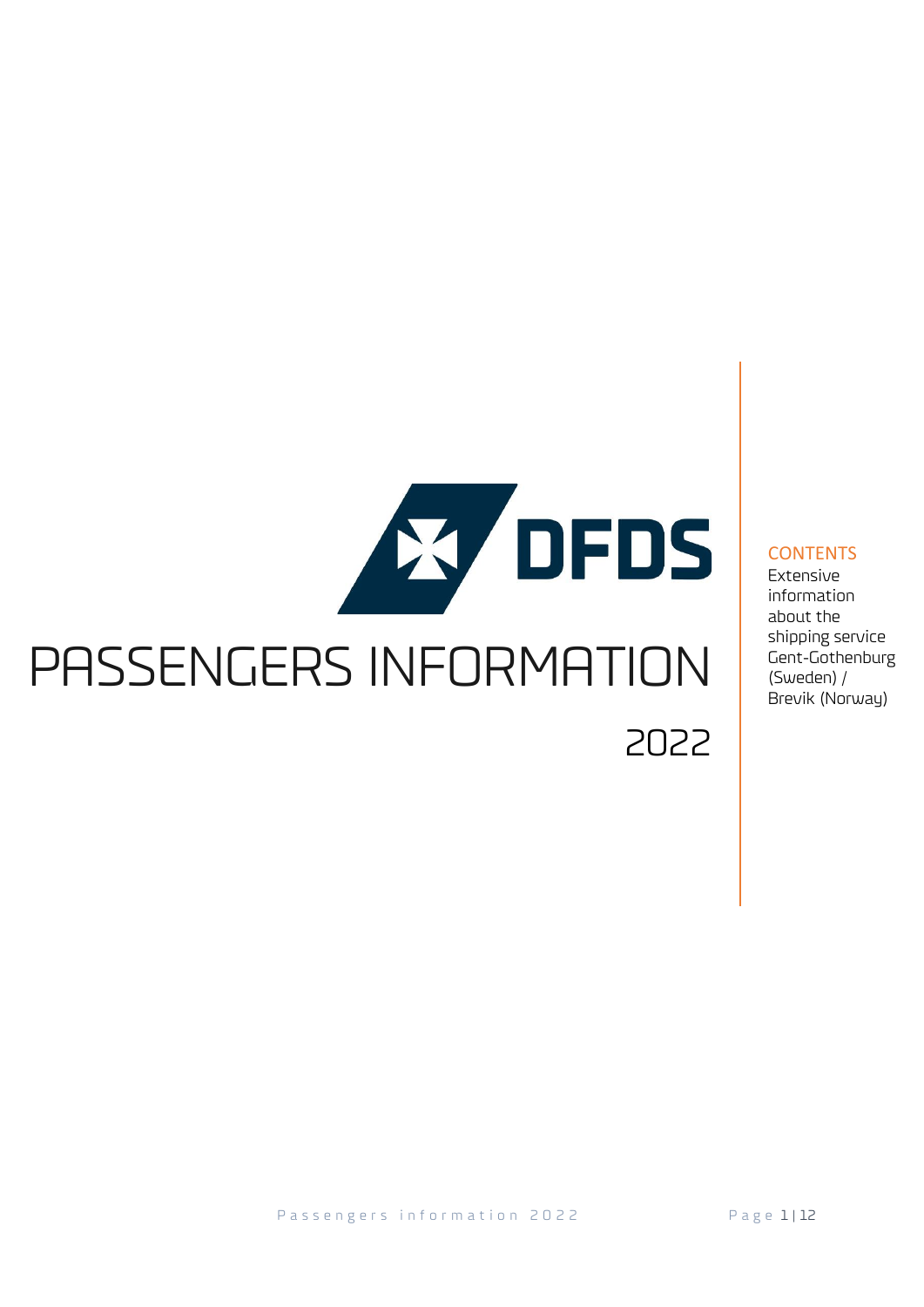DFDS

# PASSENGERS INFORMATION

2022

## CONTENTS

Extensive information about the shipping service Gent-Gothenburg (Sweden) / Brevik (Norway)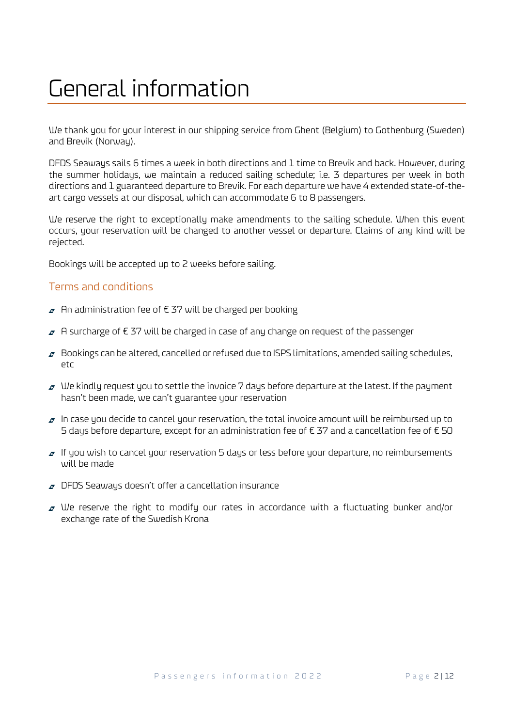# General information

We thank you for your interest in our shipping service from Ghent (Belgium) to Gothenburg (Sweden) and Brevik (Norway).

DFDS Seaways sails 6 times a week in both directions and 1 time to Brevik and back. However, during the summer holidays, we maintain a reduced sailing schedule; i.e. 3 departures per week in both directions and 1 guaranteed departure to Brevik. For each departure we have 4 extended state-of-the-art cargo vessels at our disposal, which can accommodate 6 to 8 passengers.

We reserve the right to exceptionally make amendments to the sailing schedule. When this event occurs, your reservation will be changed to another vessel or departure. Claims of any kind will be rejected.

Bookings will be accepted up to 2 weeks before sailing.

## Terms and conditions

- An administration fee of € 37 will be charged per booking
- A surcharge of € 37 will be charged in case of any change on request of the passenger
- Bookings can be altered, cancelled or refused due to ISPS limitations, amended sailing schedules, etc
- We kindly request you to settle the invoice 7 days before departure at the latest. If the payment hasn't been made, we can't guarantee your reservation
- In case you decide to cancel your reservation, the total invoice amount will be reimbursed up to 5 days before departure, except for an administration fee of € 37 and a cancellation fee of € 50
- If you wish to cancel your reservation 5 days or less before your departure, no reimbursements will be made
- DFDS Seaways doesn't offer a cancellation insurance
- We reserve the right to modify our rates in accordance with a fluctuating bunker and/or exchange rate of the Swedish Krona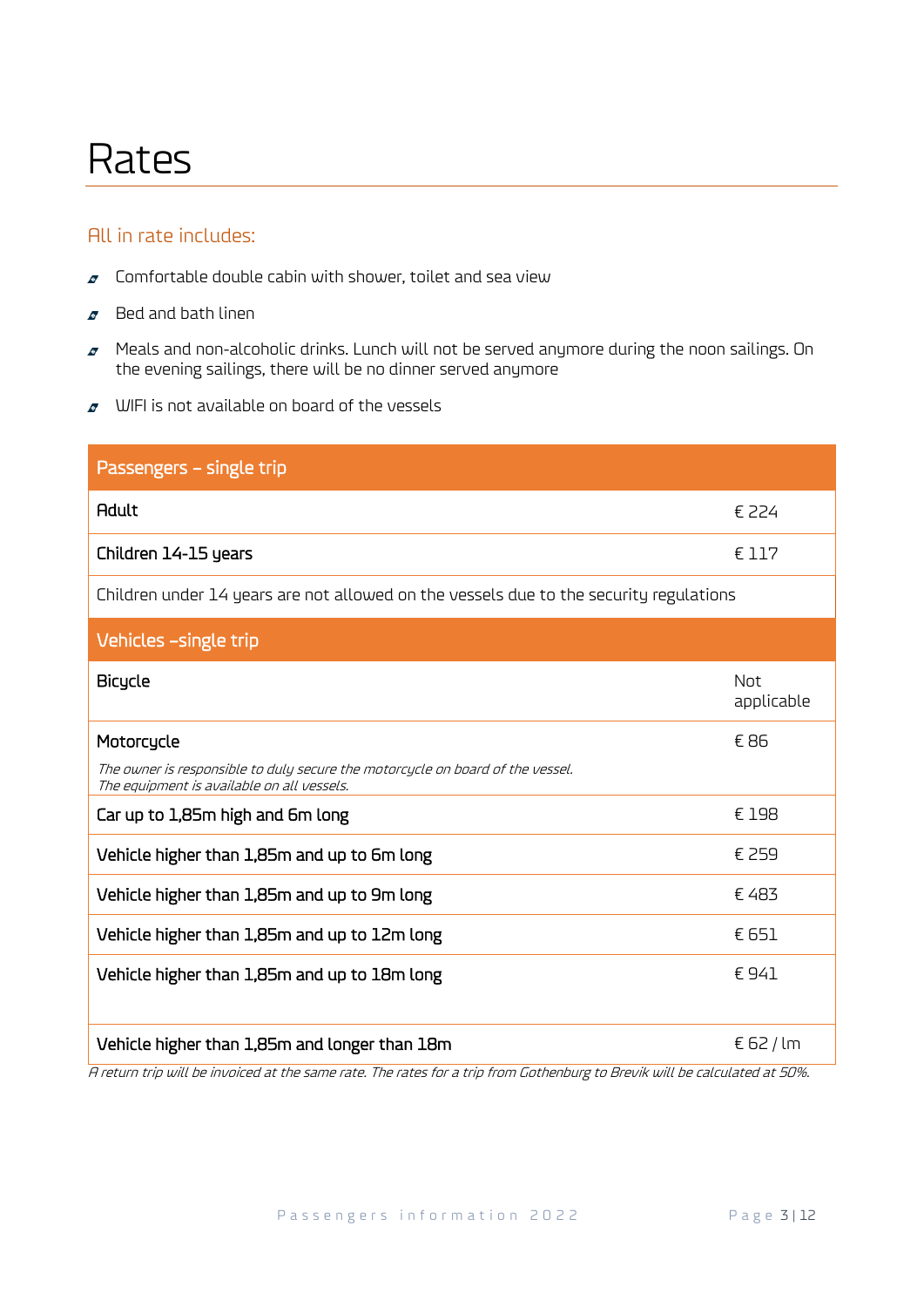# Rates

## All in rate includes:

- Comfortable double cabin with shower, toilet and sea view
- Bed and bath linen
- Meals and non-alcoholic drinks. Lunch will not be served anymore during the noon sailings. On the evening sailings, there will be no dinner served anymore
- WIFI is not available on board of the vessels

| Passengers – single trip | |
|---|---|
| Adult | € 224 |
| Children 14-15 years | € 117 |
| Children under 14 years are not allowed on the vessels due to the security regulations | |
| **Vehicles –single trip** | |
| Bicycle | Not applicable |
| Motorcycle<br>*The owner is responsible to duly secure the motorcycle on board of the vessel. The equipment is available on all vessels.* | € 86 |
| Car up to 1,85m high and 6m long | € 198 |
| Vehicle higher than 1,85m and up to 6m long | € 259 |
| Vehicle higher than 1,85m and up to 9m long | € 483 |
| Vehicle higher than 1,85m and up to 12m long | € 651 |
| Vehicle higher than 1,85m and up to 18m long | € 941 |
| Vehicle higher than 1,85m and longer than 18m | € 62 / lm |

*A return trip will be invoiced at the same rate. The rates for a trip from Gothenburg to Brevik will be calculated at 50%.*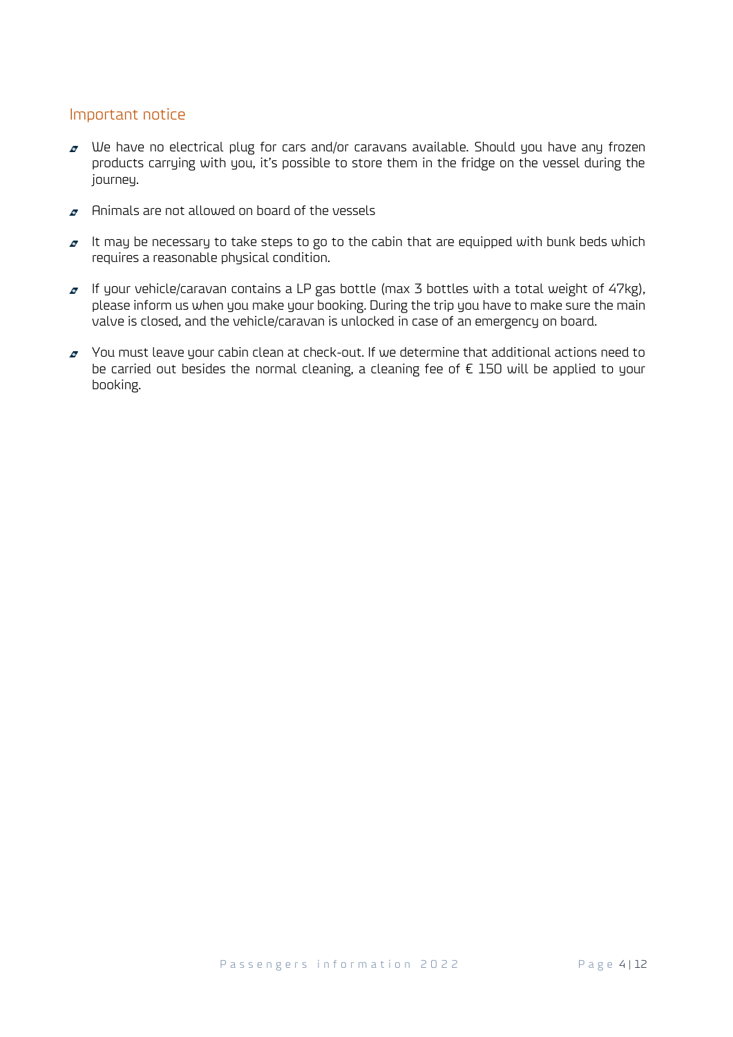## Important notice

- We have no electrical plug for cars and/or caravans available. Should you have any frozen products carrying with you, it's possible to store them in the fridge on the vessel during the journey.
- Animals are not allowed on board of the vessels
- It may be necessary to take steps to go to the cabin that are equipped with bunk beds which requires a reasonable physical condition.
- If your vehicle/caravan contains a LP gas bottle (max 3 bottles with a total weight of 47kg), please inform us when you make your booking. During the trip you have to make sure the main valve is closed, and the vehicle/caravan is unlocked in case of an emergency on board.
- You must leave your cabin clean at check-out. If we determine that additional actions need to be carried out besides the normal cleaning, a cleaning fee of € 150 will be applied to your booking.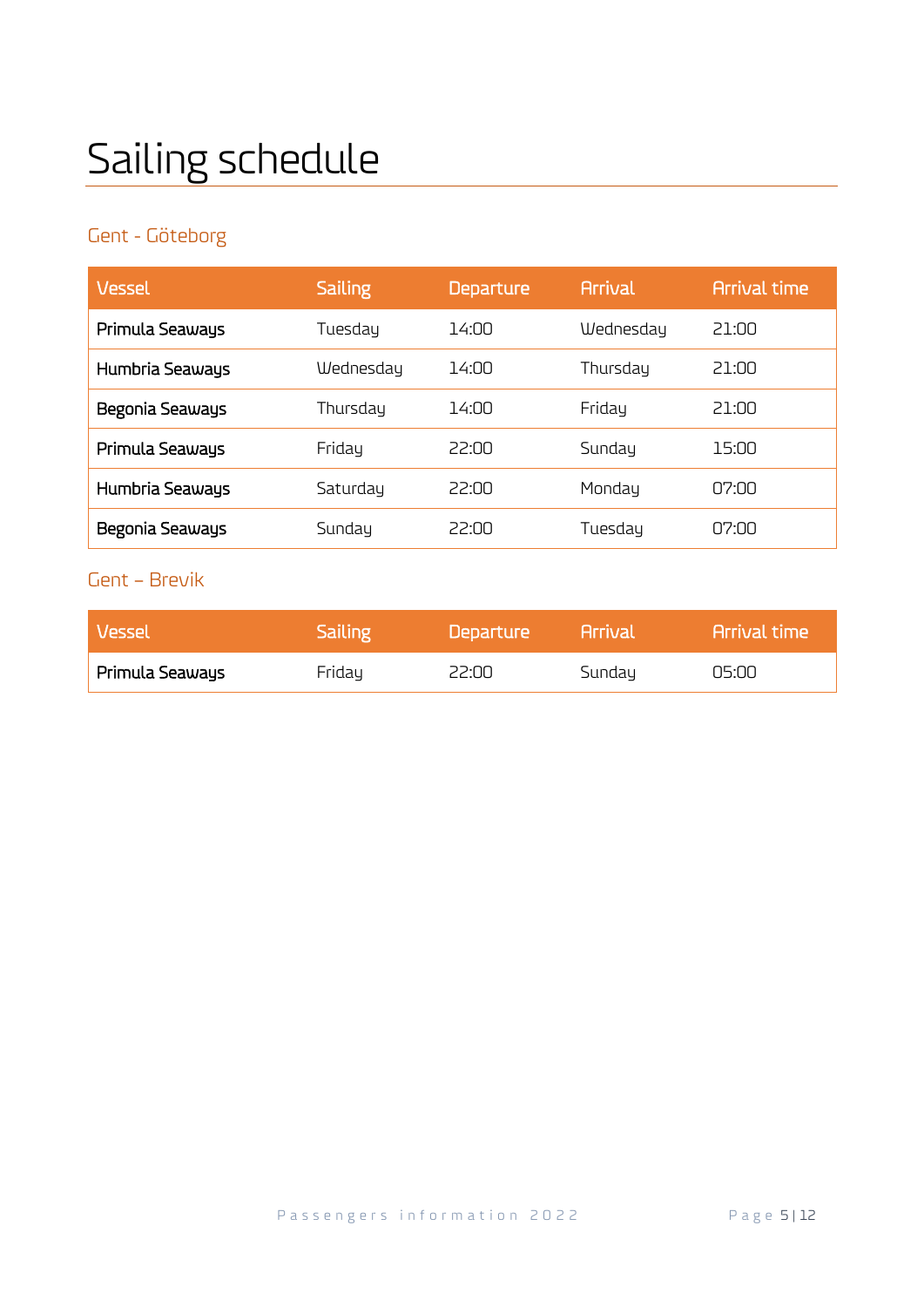# Sailing schedule

## Gent - Göteborg

| Vessel | Sailing | Departure | Arrival | Arrival time |
|---|---|---|---|---|
| Primula Seaways | Tuesday | 14:00 | Wednesday | 21:00 |
| Humbria Seaways | Wednesday | 14:00 | Thursday | 21:00 |
| Begonia Seaways | Thursday | 14:00 | Friday | 21:00 |
| Primula Seaways | Friday | 22:00 | Sunday | 15:00 |
| Humbria Seaways | Saturday | 22:00 | Monday | 07:00 |
| Begonia Seaways | Sunday | 22:00 | Tuesday | 07:00 |

## Gent – Brevik

| Vessel | Sailing | Departure | Arrival | Arrival time |
|---|---|---|---|---|
| Primula Seaways | Friday | 22:00 | Sunday | 05:00 |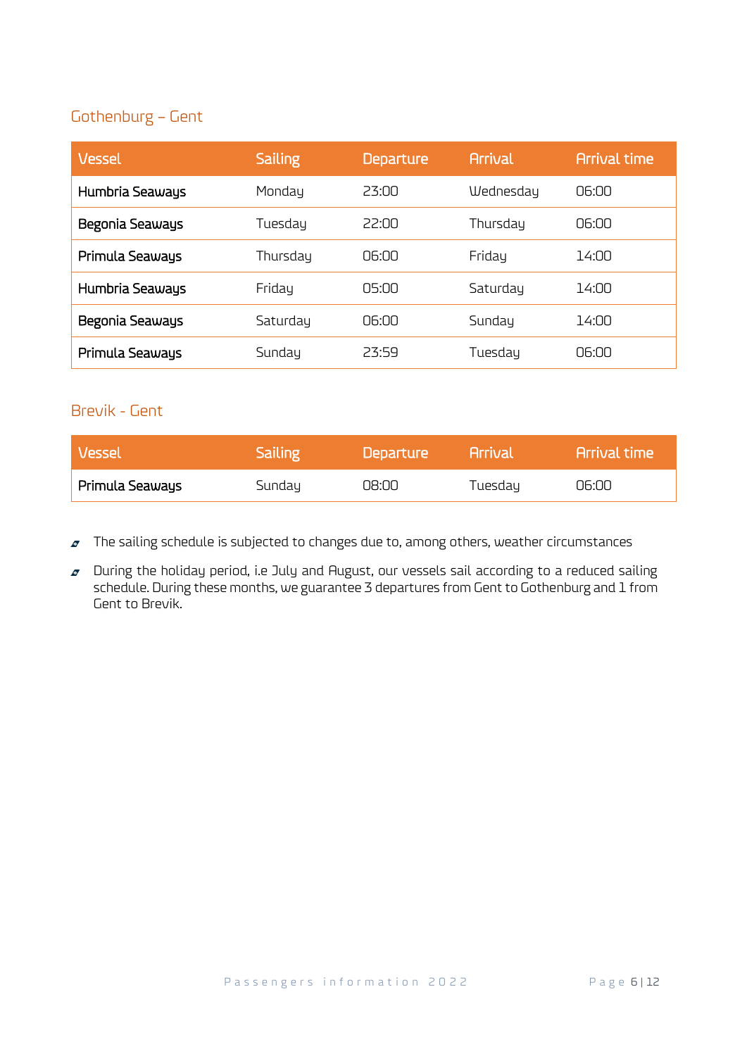## Gothenburg – Gent

| Vessel | Sailing | Departure | Arrival | Arrival time |
| --- | --- | --- | --- | --- |
| Humbria Seaways | Monday | 23:00 | Wednesday | 06:00 |
| Begonia Seaways | Tuesday | 22:00 | Thursday | 06:00 |
| Primula Seaways | Thursday | 06:00 | Friday | 14:00 |
| Humbria Seaways | Friday | 05:00 | Saturday | 14:00 |
| Begonia Seaways | Saturday | 06:00 | Sunday | 14:00 |
| Primula Seaways | Sunday | 23:59 | Tuesday | 06:00 |

## Brevik - Gent

| Vessel | Sailing | Departure | Arrival | Arrival time |
| --- | --- | --- | --- | --- |
| Primula Seaways | Sunday | 08:00 | Tuesday | 06:00 |

- The sailing schedule is subjected to changes due to, among others, weather circumstances
- During the holiday period, i.e July and August, our vessels sail according to a reduced sailing schedule. During these months, we guarantee 3 departures from Gent to Gothenburg and 1 from Gent to Brevik.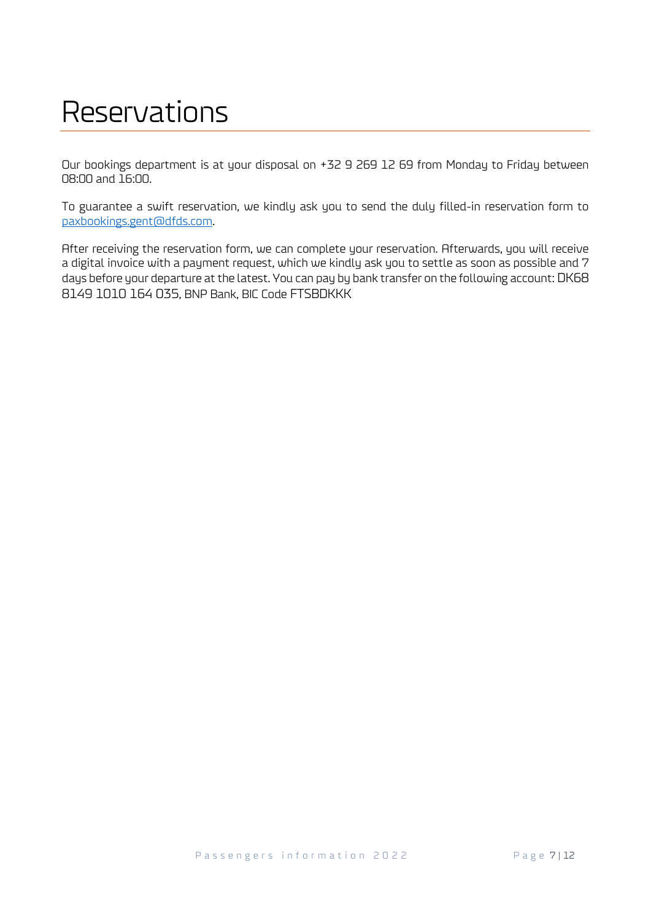# Reservations

Our bookings department is at your disposal on +32 9 269 12 69 from Monday to Friday between 08:00 and 16:00.

To guarantee a swift reservation, we kindly ask you to send the duly filled-in reservation form to paxbookings.gent@dfds.com.

After receiving the reservation form, we can complete your reservation. Afterwards, you will receive a digital invoice with a payment request, which we kindly ask you to settle as soon as possible and 7 days before your departure at the latest. You can pay by bank transfer on the following account: DK68 8149 1010 164 035, BNP Bank, BIC Code FTSBDKKK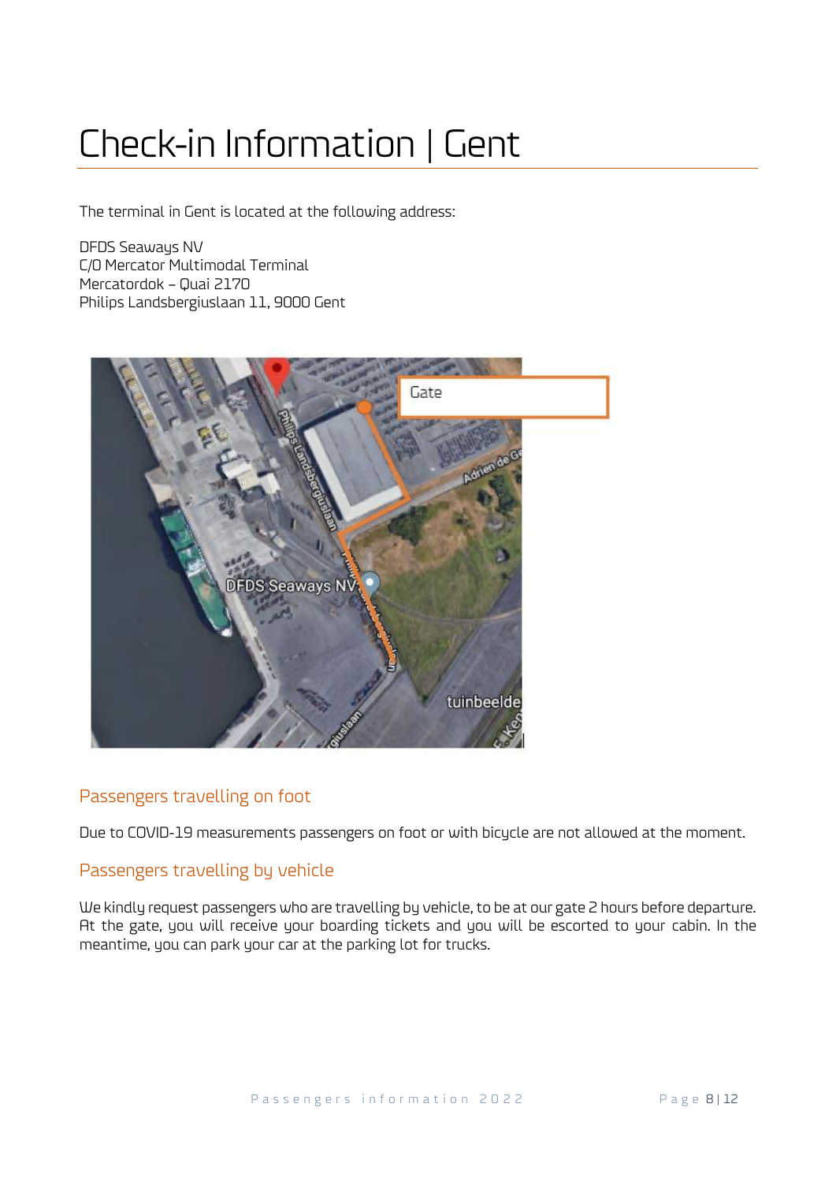# Check-in Information | Gent

The terminal in Gent is located at the following address:

DFDS Seaways NV
C/O Mercator Multimodal Terminal
Mercatordok – Quai 2170
Philips Landsbergiuslaan 11, 9000 Gent

## Passengers travelling on foot

Due to COVID-19 measurements passengers on foot or with bicycle are not allowed at the moment.

## Passengers travelling by vehicle

We kindly request passengers who are travelling by vehicle, to be at our gate 2 hours before departure. At the gate, you will receive your boarding tickets and you will be escorted to your cabin. In the meantime, you can park your car at the parking lot for trucks.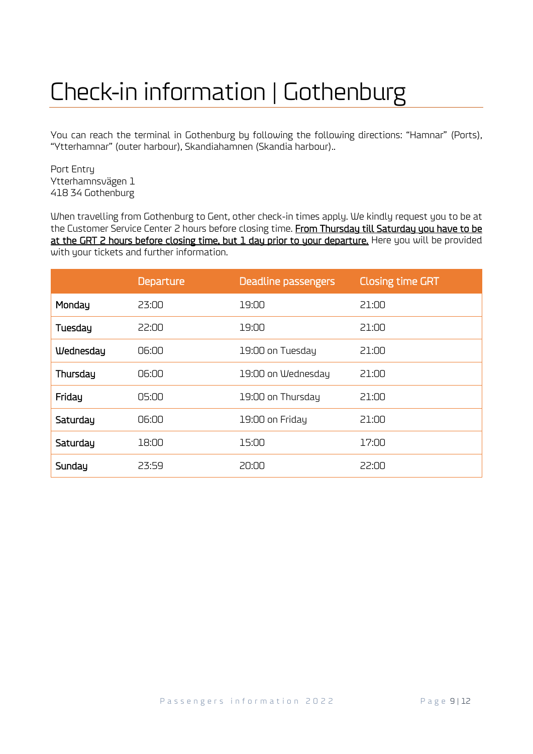# Check-in information | Gothenburg

You can reach the terminal in Gothenburg by following the following directions: "Hamnar" (Ports), "Ytterhamnar" (outer harbour), Skandiahamnen (Skandia harbour)..

Port Entry
Ytterhamnsvägen 1
418 34 Gothenburg

When travelling from Gothenburg to Gent, other check-in times apply. We kindly request you to be at the Customer Service Center 2 hours before closing time. From Thursday till Saturday you have to be at the GRT 2 hours before closing time, but 1 day prior to your departure. Here you will be provided with your tickets and further information.

| | Departure | Deadline passengers | Closing time GRT |
|---|---|---|---|
| Monday | 23:00 | 19:00 | 21:00 |
| Tuesday | 22:00 | 19:00 | 21:00 |
| Wednesday | 06:00 | 19:00 on Tuesday | 21:00 |
| Thursday | 06:00 | 19:00 on Wednesday | 21:00 |
| Friday | 05:00 | 19:00 on Thursday | 21:00 |
| Saturday | 06:00 | 19:00 on Friday | 21:00 |
| Saturday | 18:00 | 15:00 | 17:00 |
| Sunday | 23:59 | 20:00 | 22:00 |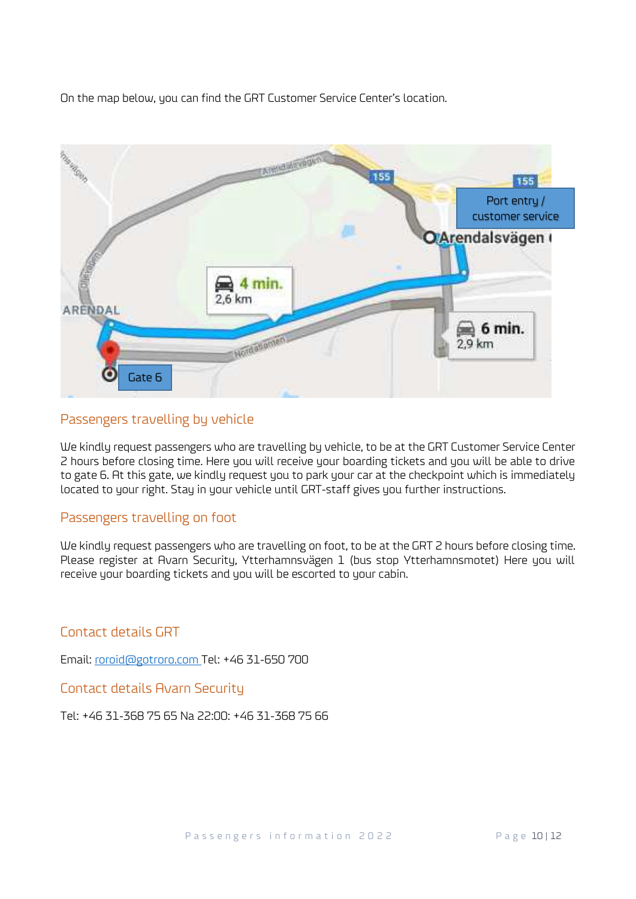On the map below, you can find the GRT Customer Service Center's location.

## Passengers travelling by vehicle

We kindly request passengers who are travelling by vehicle, to be at the GRT Customer Service Center 2 hours before closing time. Here you will receive your boarding tickets and you will be able to drive to gate 6. At this gate, we kindly request you to park your car at the checkpoint which is immediately located to your right. Stay in your vehicle until GRT-staff gives you further instructions.

## Passengers travelling on foot

We kindly request passengers who are travelling on foot, to be at the GRT 2 hours before closing time. Please register at Avarn Security, Ytterhamnsvägen 1 (bus stop Ytterhamnsmotet) Here you will receive your boarding tickets and you will be escorted to your cabin.

## Contact details GRT

Email: roroid@gotroro.com Tel: +46 31-650 700

## Contact details Avarn Security

Tel: +46 31-368 75 65 Na 22:00: +46 31-368 75 66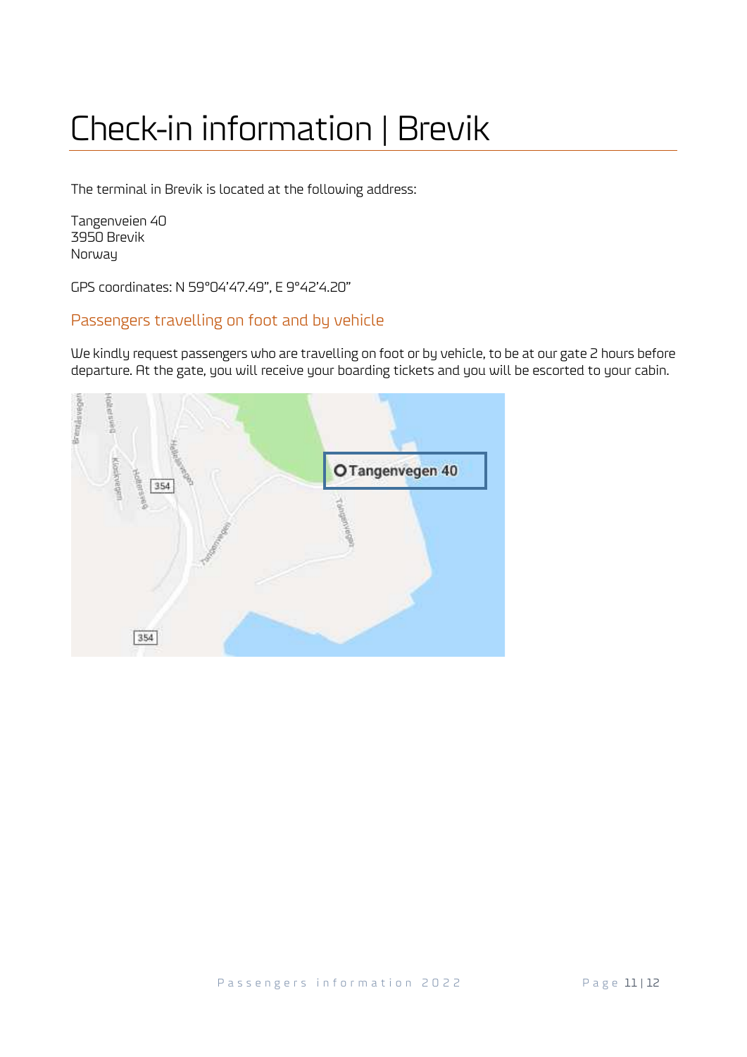# Check-in information | Brevik

The terminal in Brevik is located at the following address:

Tangenveien 40
3950 Brevik
Norway

GPS coordinates: N 59°04'47.49", E 9°42'4.20"

## Passengers travelling on foot and by vehicle

We kindly request passengers who are travelling on foot or by vehicle, to be at our gate 2 hours before departure. At the gate, you will receive your boarding tickets and you will be escorted to your cabin.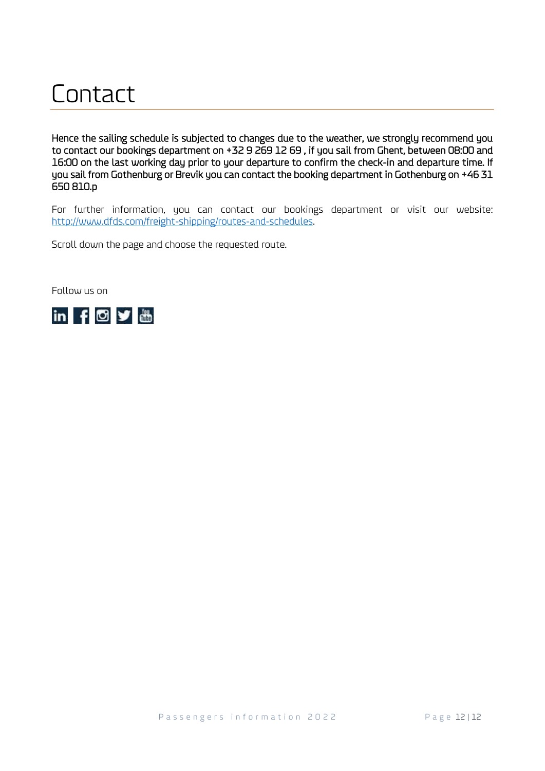# Contact

**Hence the sailing schedule is subjected to changes due to the weather, we strongly recommend you to contact our bookings department on +32 9 269 12 69 , if you sail from Ghent, between 08:00 and 16:00 on the last working day prior to your departure to confirm the check-in and departure time. If you sail from Gothenburg or Brevik you can contact the booking department in Gothenburg on +46 31 650 810.p**

For further information, you can contact our bookings department or visit our website: [http://www.dfds.com/freight-shipping/routes-and-schedules](http://www.dfds.com/freight-shipping/routes-and-schedules).

Scroll down the page and choose the requested route.

Follow us on